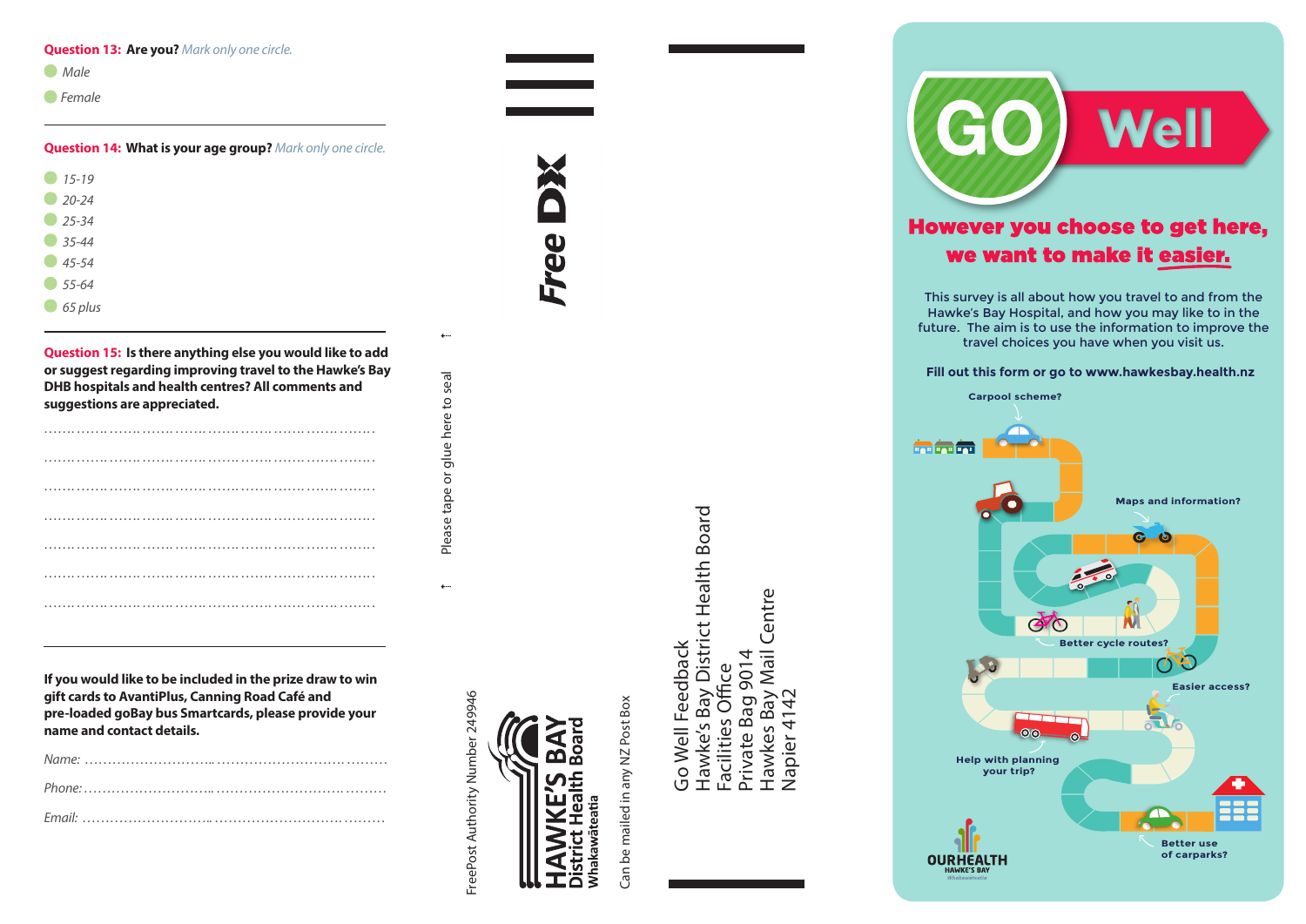**Question 13: Are you?** *Mark only one circle.*

- *Male*
- *Female*

**Question 14: What is your age group?** *Mark only one circle.*

- *15-19*
- *20-24*
- *25-34*
- *35-44*
- *45-54*
- *55-64*
- *65 plus*

**Question 15: Is there anything else you would like to add or suggest regarding improving travel to the Hawke's Bay DHB hospitals and health centres? All comments and suggestions are appreciated.**

……………………………………………………………………………

……………………………………………………………………………

……………………………………………………………………………

……………………………………………………………………………

……………………………………………………………………………

……………………………………………………………………………

……………………………………………………………………………

**If you would like to be included in the prize draw to win gift cards to AvantiPlus, Canning Road Café and pre-loaded goBay bus Smartcards, please provide your name and contact details.**

*Name:* ………………………………………………………………

*Phone:* ………………………………………………………………

*Email:* ………………………………………………………………

Please tape or glue here to seal

Free DX

FreePost Authority Number 249946

HAWKE'S BAY District Health Board Whakawāteatia

Can be mailed in any NZ Post Box

Go Well Feedback
Hawke's Bay District Health Board
Facilities Office
Private Bag 9014
Hawkes Bay Mail Centre
Napier 4142

# GO Well

## However you choose to get here, we want to make it easier.

This survey is all about how you travel to and from the Hawke's Bay Hospital, and how you may like to in the future. The aim is to use the information to improve the travel choices you have when you visit us.

**Fill out this form or go to www.hawkesbay.health.nz**

Carpool scheme?

Maps and information?

Better cycle routes?

Easier access?

Help with planning your trip?

Better use of carparks?

OURHEALTH HAWKE'S BAY Whakawāteatia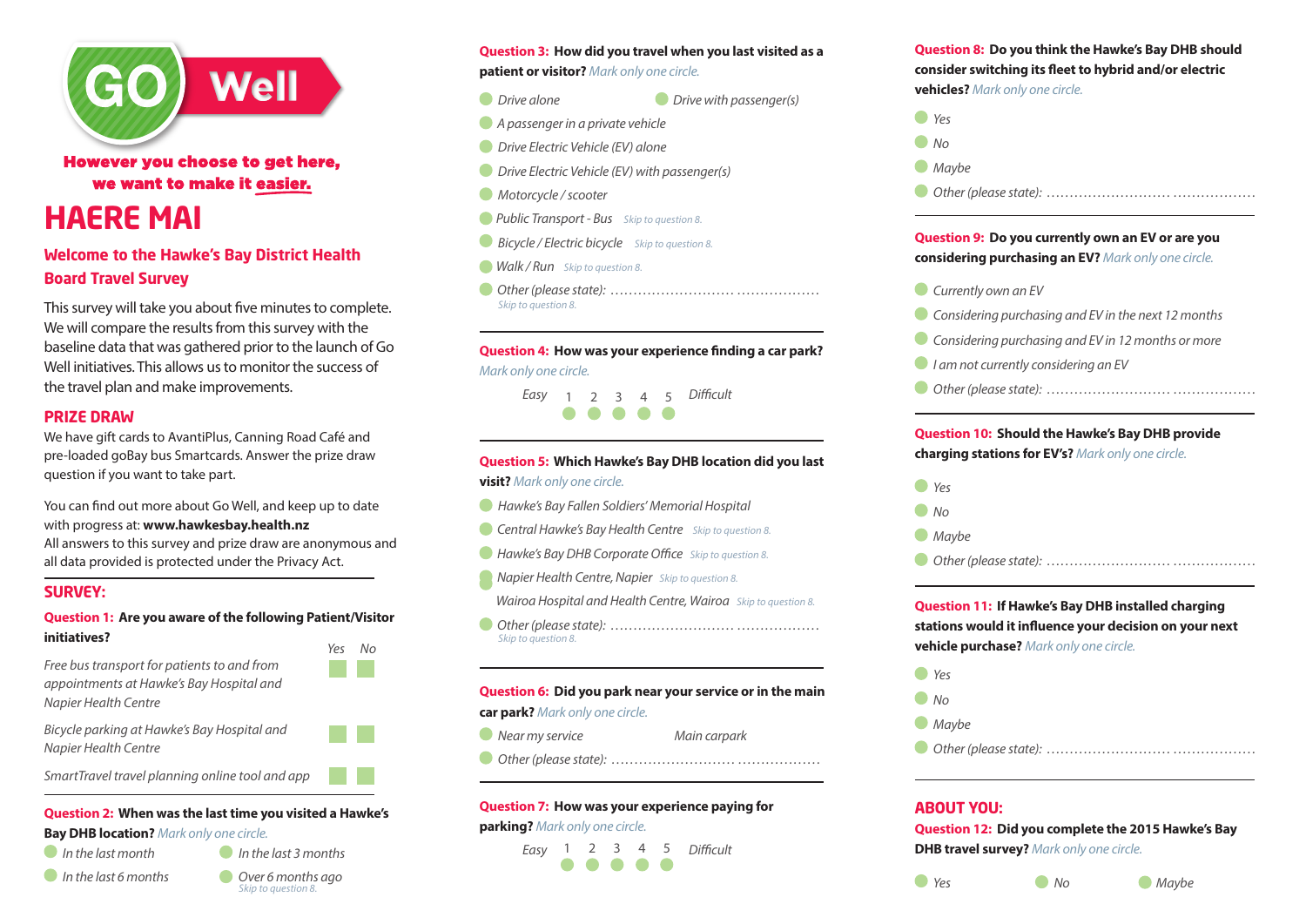**GO Well**

**However you choose to get here, we want to make it easier.**

# HAERE MAI

## Welcome to the Hawke's Bay District Health Board Travel Survey

This survey will take you about five minutes to complete. We will compare the results from this survey with the baseline data that was gathered prior to the launch of Go Well initiatives. This allows us to monitor the success of the travel plan and make improvements.

## PRIZE DRAW

We have gift cards to AvantiPlus, Canning Road Café and pre-loaded goBay bus Smartcards. Answer the prize draw question if you want to take part.

You can find out more about Go Well, and keep up to date with progress at: **www.hawkesbay.health.nz**
All answers to this survey and prize draw are anonymous and all data provided is protected under the Privacy Act.

## SURVEY:

**Question 1: Are you aware of the following Patient/Visitor initiatives?**

| | Yes | No |
|---|---|---|
| *Free bus transport for patients to and from appointments at Hawke's Bay Hospital and Napier Health Centre* | | |
| *Bicycle parking at Hawke's Bay Hospital and Napier Health Centre* | | |
| *SmartTravel travel planning online tool and app* | | |

**Question 2: When was the last time you visited a Hawke's Bay DHB location?** *Mark only one circle.*

- *In the last month*
- *In the last 3 months*
- *In the last 6 months*
- *Over 6 months ago* *Skip to question 8.*

**Question 3: How did you travel when you last visited as a patient or visitor?** *Mark only one circle.*

- *Drive alone*
- *Drive with passenger(s)*
- *A passenger in a private vehicle*
- *Drive Electric Vehicle (EV) alone*
- *Drive Electric Vehicle (EV) with passenger(s)*
- *Motorcycle / scooter*
- *Public Transport - Bus* *Skip to question 8.*
- *Bicycle / Electric bicycle* *Skip to question 8.*
- *Walk / Run* *Skip to question 8.*
- *Other (please state):* .......................................... *Skip to question 8.*

**Question 4: How was your experience finding a car park?** *Mark only one circle.*

*Easy* 1 2 3 4 5 *Difficult*

**Question 5: Which Hawke's Bay DHB location did you last visit?** *Mark only one circle.*

- *Hawke's Bay Fallen Soldiers' Memorial Hospital*
- *Central Hawke's Bay Health Centre* *Skip to question 8.*
- *Hawke's Bay DHB Corporate Office* *Skip to question 8.*
- *Napier Health Centre, Napier* *Skip to question 8.*
- *Wairoa Hospital and Health Centre, Wairoa* *Skip to question 8.*
- *Other (please state):* .......................................... *Skip to question 8.*

**Question 6: Did you park near your service or in the main car park?** *Mark only one circle.*

- *Near my service*
- *Main carpark*
- *Other (please state):* ..........................................

**Question 7: How was your experience paying for parking?** *Mark only one circle.*

*Easy* 1 2 3 4 5 *Difficult*

**Question 8: Do you think the Hawke's Bay DHB should consider switching its fleet to hybrid and/or electric vehicles?** *Mark only one circle.*

- *Yes*
- *No*
- *Maybe*
- *Other (please state):* ..........................................

**Question 9: Do you currently own an EV or are you considering purchasing an EV?** *Mark only one circle.*

- *Currently own an EV*
- *Considering purchasing and EV in the next 12 months*
- *Considering purchasing and EV in 12 months or more*
- *I am not currently considering an EV*
- *Other (please state):* ..........................................

**Question 10: Should the Hawke's Bay DHB provide charging stations for EV's?** *Mark only one circle.*

- *Yes*
- *No*
- *Maybe*
- *Other (please state):* ..........................................

**Question 11: If Hawke's Bay DHB installed charging stations would it influence your decision on your next vehicle purchase?** *Mark only one circle.*

- *Yes*
- *No*
- *Maybe*
- *Other (please state):* ..........................................

## ABOUT YOU:

**Question 12: Did you complete the 2015 Hawke's Bay DHB travel survey?** *Mark only one circle.*

- *Yes*
- *No*
- *Maybe*